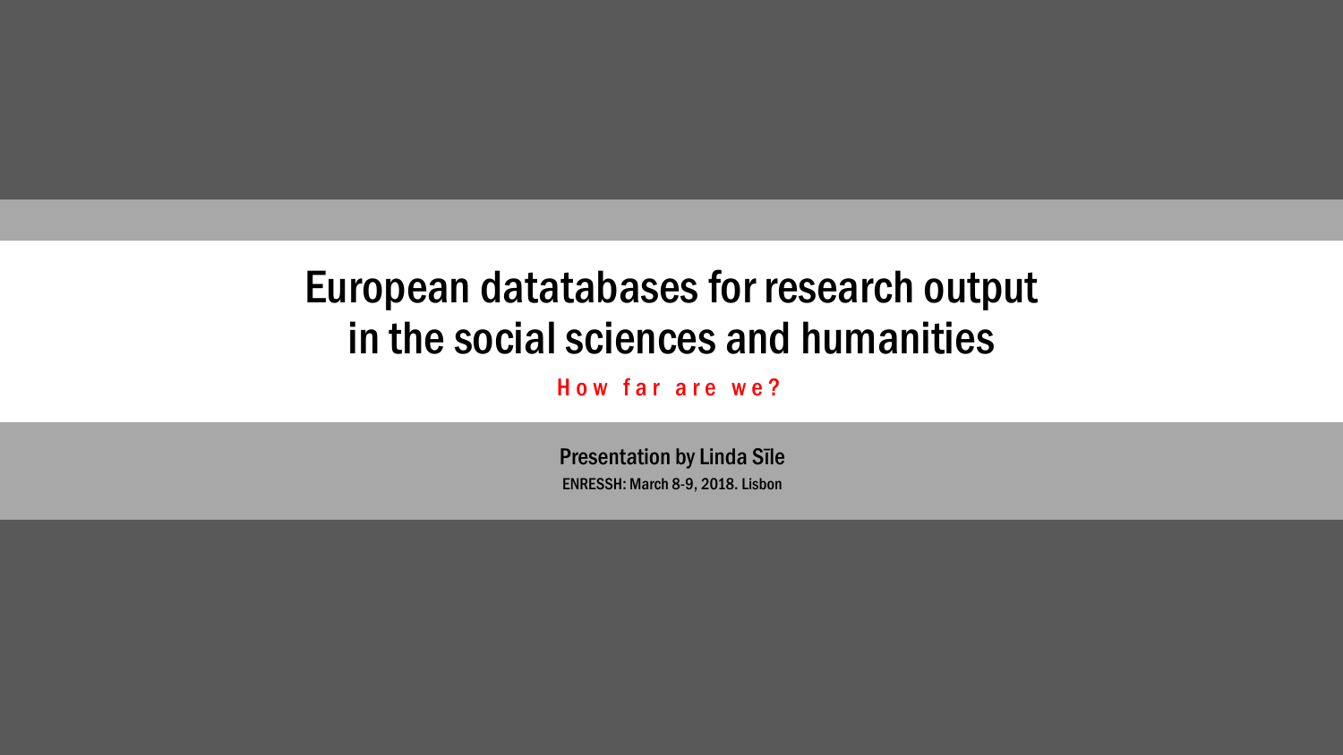# European datatabases for research output in the social sciences and humanities

**How far are we?**

Presentation by Linda Sīle

ENRESSH: March 8-9, 2018. Lisbon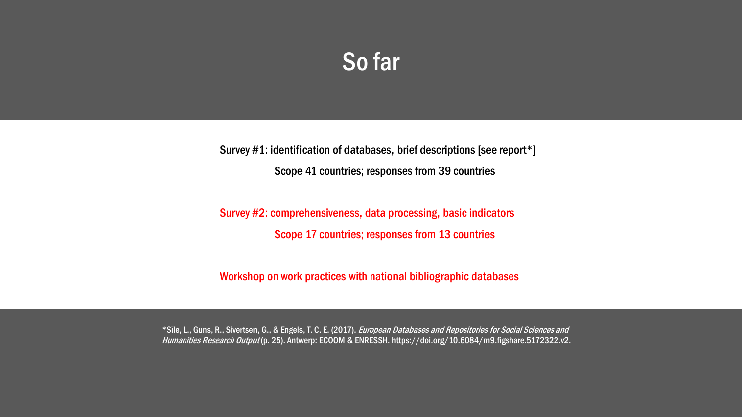# So far

Survey #1: identification of databases, brief descriptions [see report*]

Scope 41 countries; responses from 39 countries

Survey #2: comprehensiveness, data processing, basic indicators

Scope 17 countries; responses from 13 countries

Workshop on work practices with national bibliographic databases

*Sīle, L., Guns, R., Sivertsen, G., & Engels, T. C. E. (2017). *European Databases and Repositories for Social Sciences and Humanities Research Output* (p. 25). Antwerp: ECOOM & ENRESSH. https://doi.org/10.6084/m9.figshare.5172322.v2.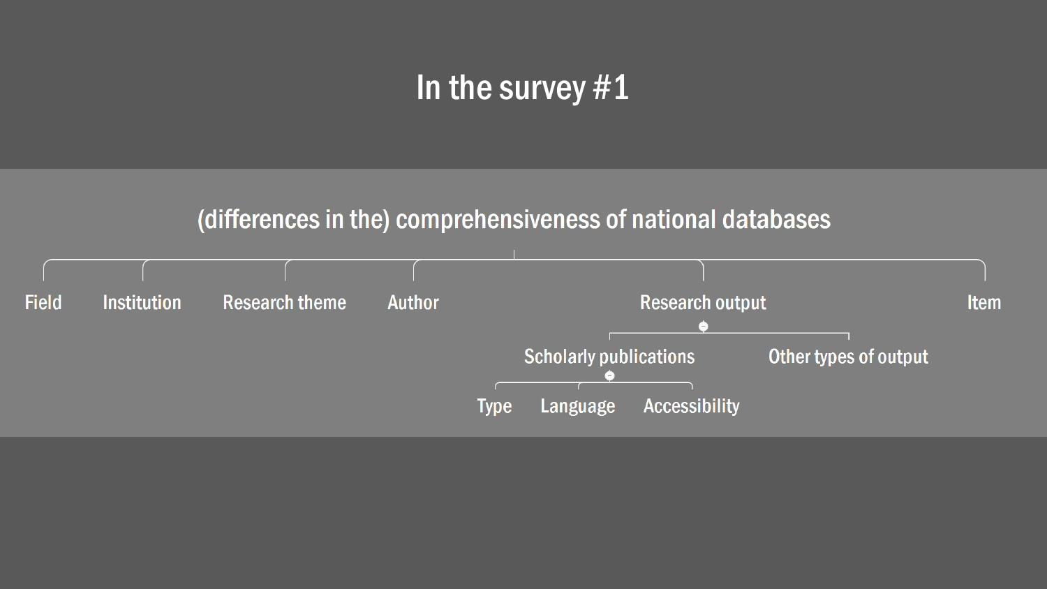# In the survey #1

## (differences in the) comprehensiveness of national databases

- Field
- Institution
- Research theme
- Author
- Research output
  - Scholarly publications
    - Type
    - Language
    - Accessibility
  - Other types of output
- Item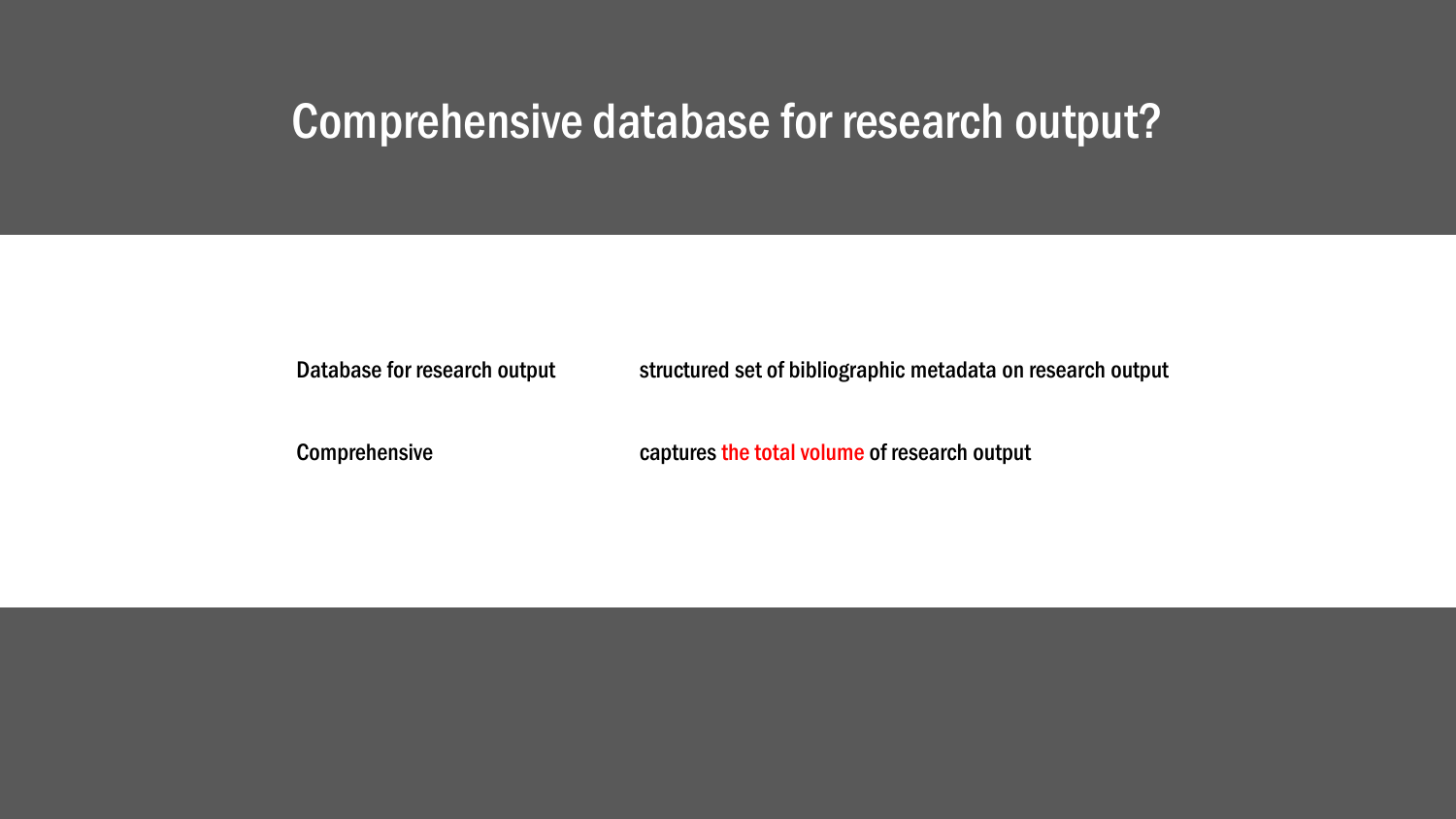# Comprehensive database for research output?

| | |
|---|---|
| Database for research output | structured set of bibliographic metadata on research output |
| Comprehensive | captures the total volume of research output |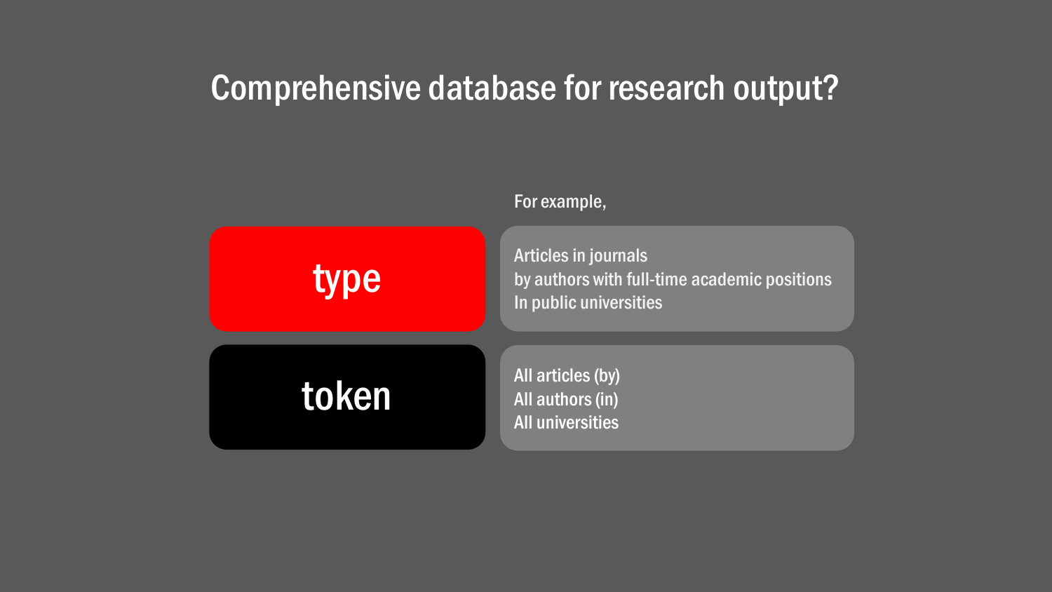# Comprehensive database for research output?

For example,

| | |
|---|---|
| **type** | Articles in journals<br>by authors with full-time academic positions<br>In public universities |
| **token** | All articles (by)<br>All authors (in)<br>All universities |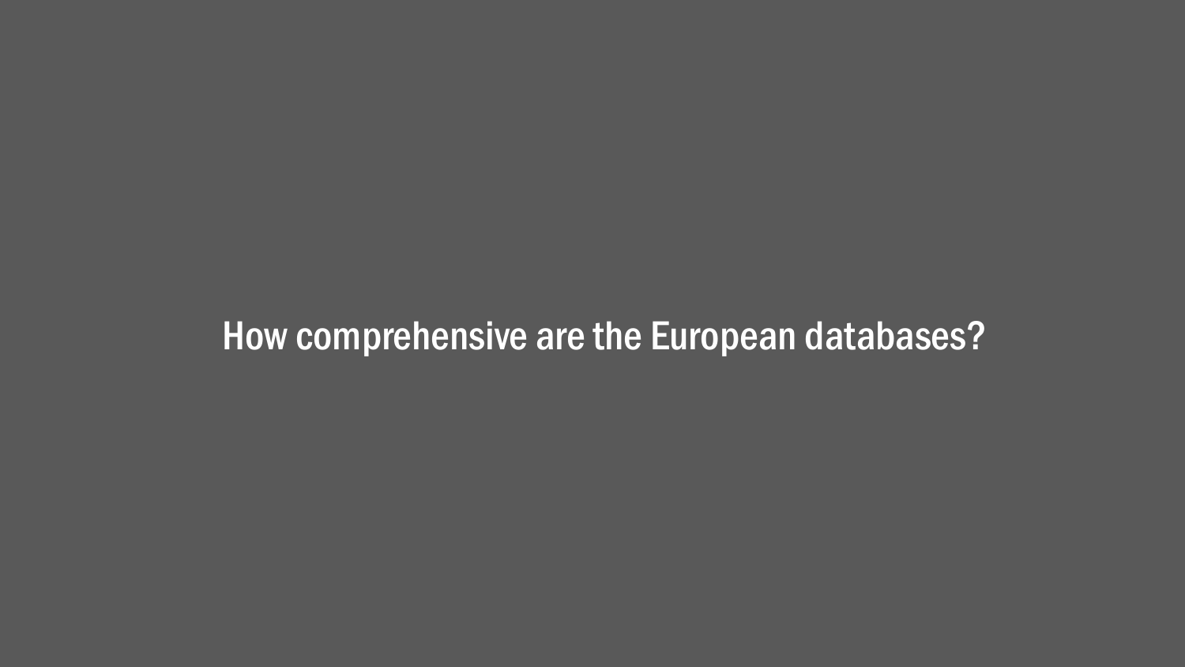# How comprehensive are the European databases?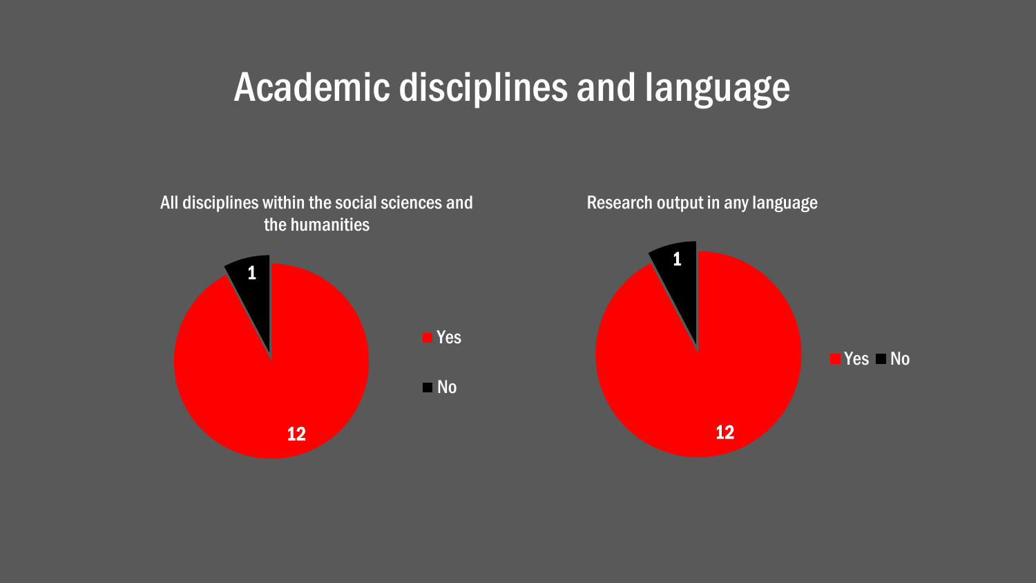# Academic disciplines and language

### All disciplines within the social sciences and the humanities

| | Count |
|---|---|
| Yes | 12 |
| No | 1 |

### Research output in any language

| | Count |
|---|---|
| Yes | 12 |
| No | 1 |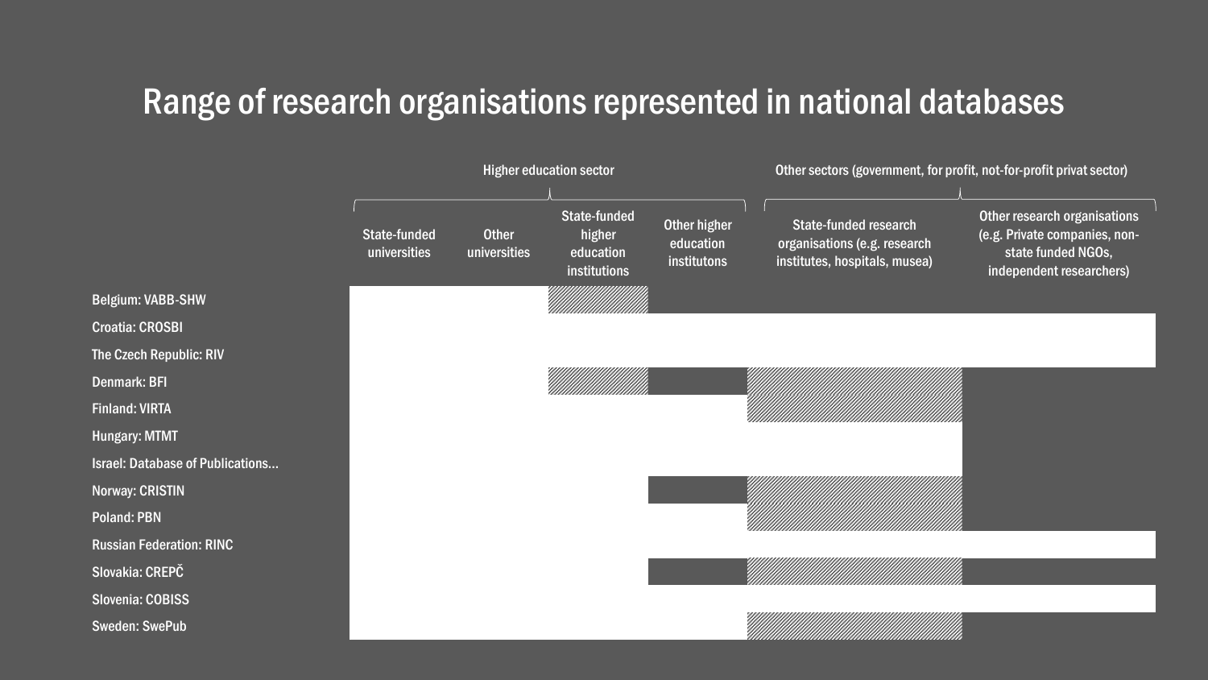# Range of research organisations represented in national databases

| | Higher education sector | | | | Other sectors (government, for profit, not-for-profit privat sector) | |
|---|---|---|---|---|---|---|
| | State-funded universities | Other universities | State-funded higher education institutions | Other higher education institutons | State-funded research organisations (e.g. research institutes, hospitals, musea) | Other research organisations (e.g. Private companies, non-state funded NGOs, independent researchers) |
| Belgium: VABB-SHW | ■ | ■ | ▨ | | | |
| Croatia: CROSBI | ■ | ■ | ■ | ■ | ■ | ■ |
| The Czech Republic: RIV | ■ | ■ | ■ | ■ | ■ | ■ |
| Denmark: BFI | ■ | ■ | ▨ | | ▨ | |
| Finland: VIRTA | ■ | ■ | ■ | ■ | ▨ | |
| Hungary: MTMT | ■ | ■ | ■ | ■ | ■ | |
| Israel: Database of Publications… | ■ | ■ | ■ | ■ | ■ | |
| Norway: CRISTIN | ■ | ■ | ■ | | ▨ | |
| Poland: PBN | ■ | ■ | ■ | ■ | ▨ | |
| Russian Federation: RINC | ■ | ■ | ■ | ■ | ■ | ■ |
| Slovakia: CREPČ | ■ | ■ | ■ | | ▨ | |
| Slovenia: COBISS | ■ | ■ | ■ | ■ | ■ | ■ |
| Sweden: SwePub | ■ | ■ | ■ | ■ | ▨ | |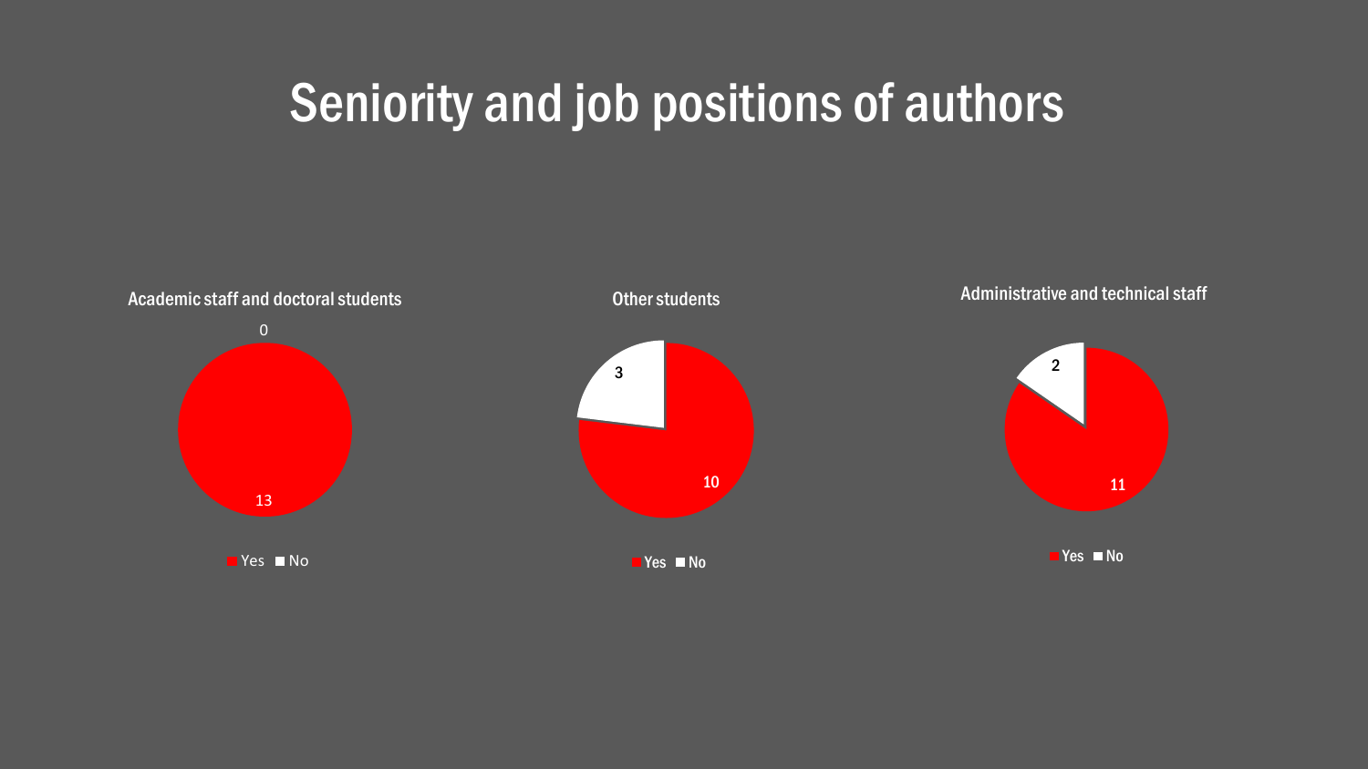# Seniority and job positions of authors

**Academic staff and doctoral students**

| | Count |
|---|---|
| Yes | 13 |
| No | 0 |

**Other students**

| | Count |
|---|---|
| Yes | 10 |
| No | 3 |

**Administrative and technical staff**

| | Count |
|---|---|
| Yes | 11 |
| No | 2 |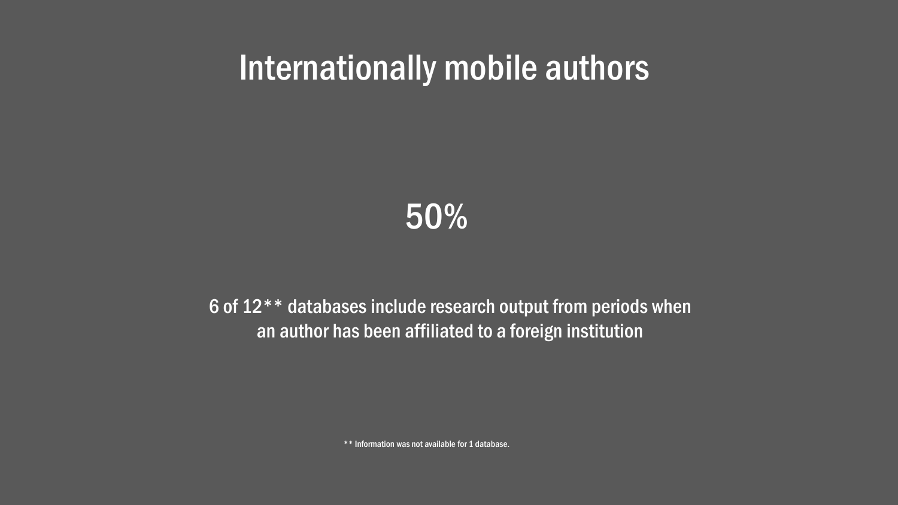# Internationally mobile authors

50%

6 of 12** databases include research output from periods when an author has been affiliated to a foreign institution

** Information was not available for 1 database.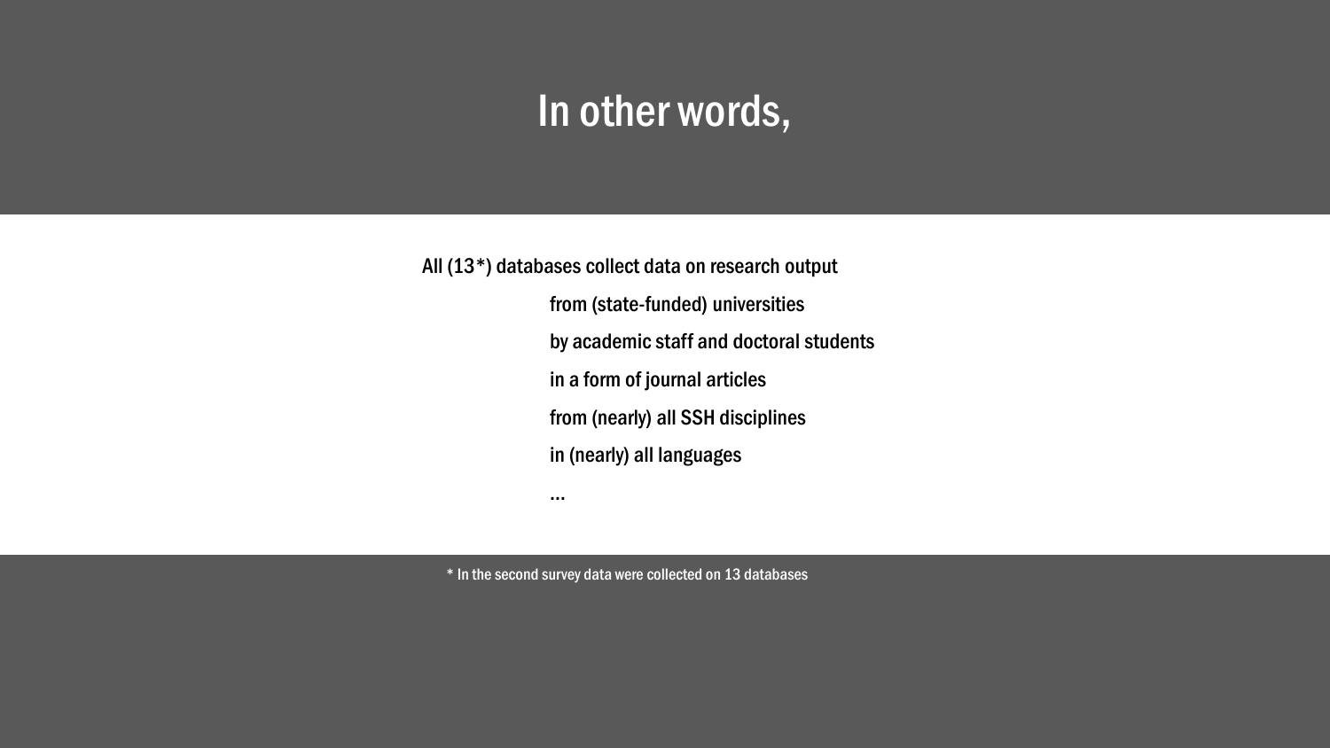# In other words,

All (13*) databases collect data on research output

from (state-funded) universities

by academic staff and doctoral students

in a form of journal articles

from (nearly) all SSH disciplines

in (nearly) all languages

…

* In the second survey data were collected on 13 databases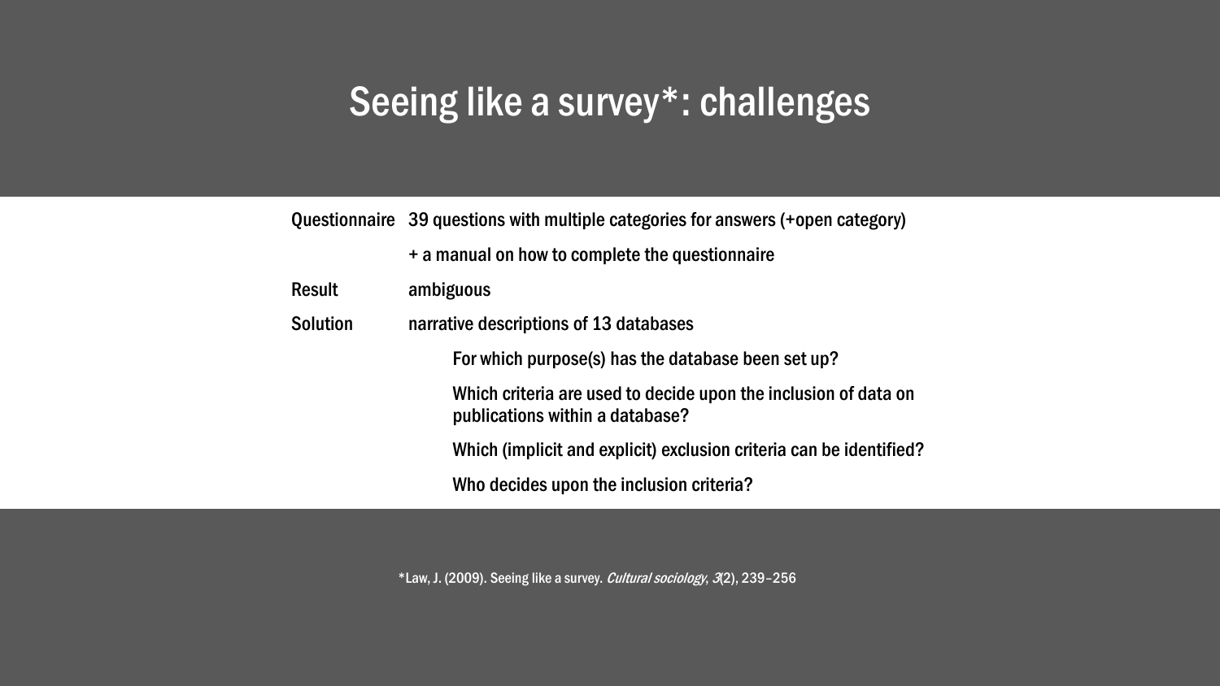# Seeing like a survey*: challenges

| | |
|---|---|
| Questionnaire | 39 questions with multiple categories for answers (+open category) |
| | + a manual on how to complete the questionnaire |
| Result | ambiguous |
| Solution | narrative descriptions of 13 databases |

- For which purpose(s) has the database been set up?
- Which criteria are used to decide upon the inclusion of data on publications within a database?
- Which (implicit and explicit) exclusion criteria can be identified?
- Who decides upon the inclusion criteria?

*Law, J. (2009). Seeing like a survey. *Cultural sociology*, *3*(2), 239–256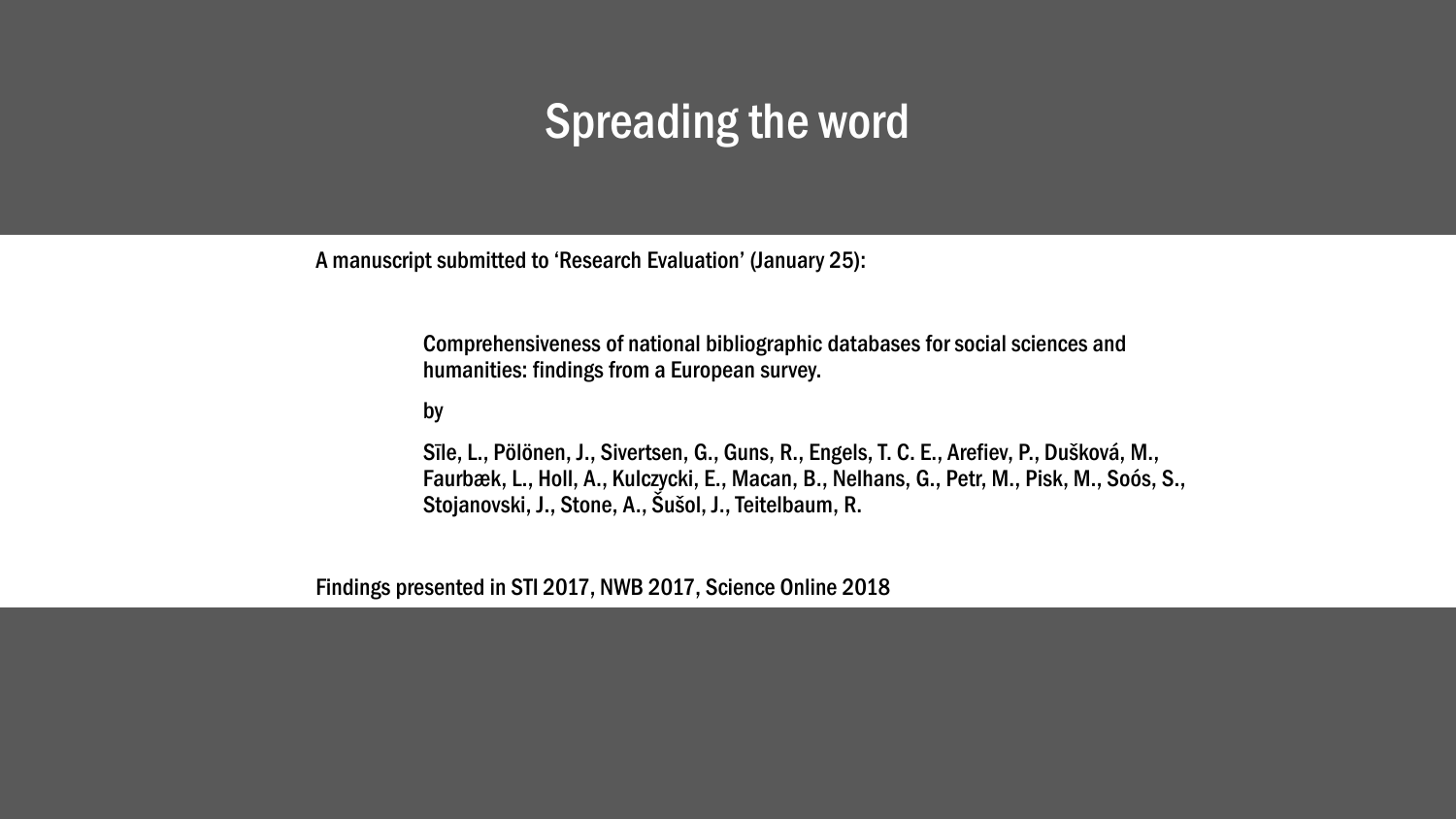# Spreading the word

A manuscript submitted to 'Research Evaluation' (January 25):

> Comprehensiveness of national bibliographic databases for social sciences and humanities: findings from a European survey.
>
> by
>
> Sīle, L., Pölönen, J., Sivertsen, G., Guns, R., Engels, T. C. E., Arefiev, P., Dušková, M., Faurbæk, L., Holl, A., Kulczycki, E., Macan, B., Nelhans, G., Petr, M., Pisk, M., Soós, S., Stojanovski, J., Stone, A., Šušol, J., Teitelbaum, R.

Findings presented in STI 2017, NWB 2017, Science Online 2018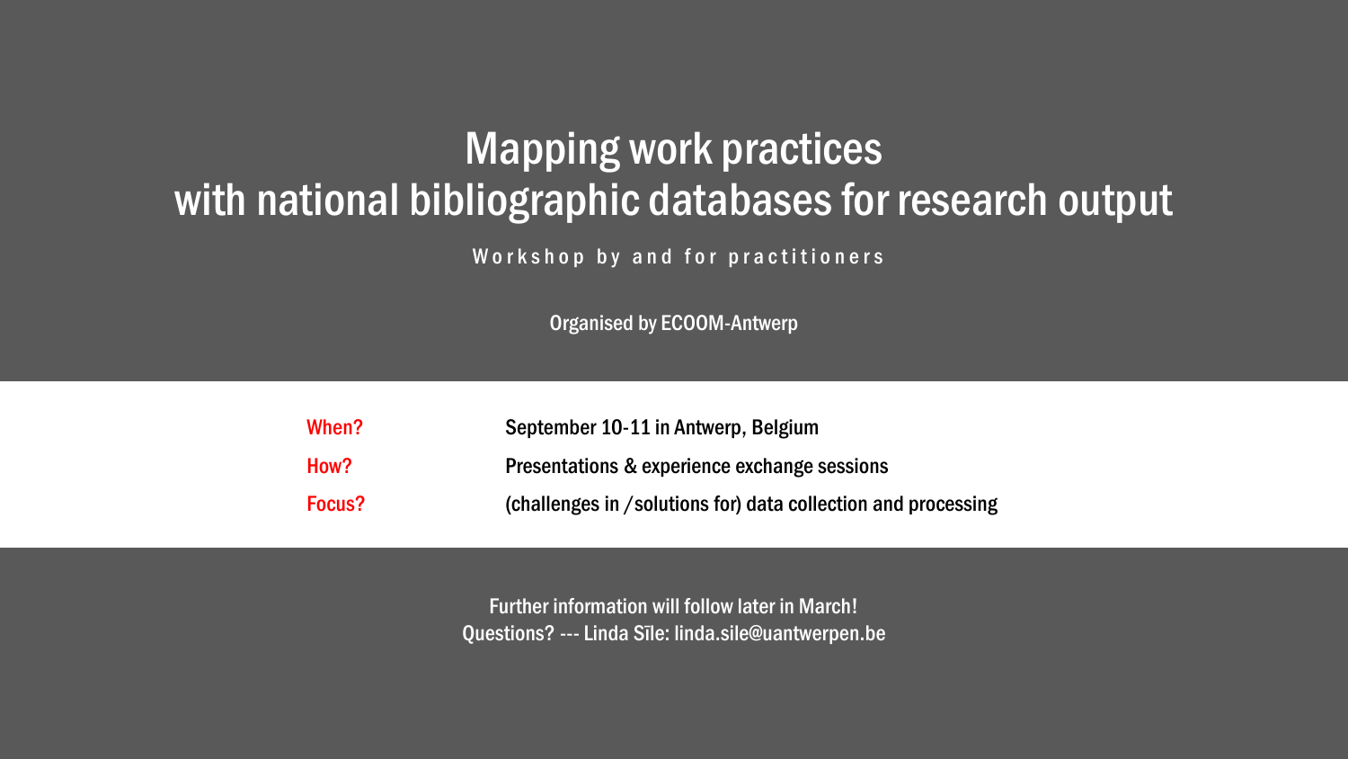# Mapping work practices with national bibliographic databases for research output

Workshop by and for practitioners

Organised by ECOOM-Antwerp

| | |
|---|---|
| When? | September 10-11 in Antwerp, Belgium |
| How? | Presentations & experience exchange sessions |
| Focus? | (challenges in /solutions for) data collection and processing |

Further information will follow later in March!
Questions? --- Linda Sīle: linda.sile@uantwerpen.be